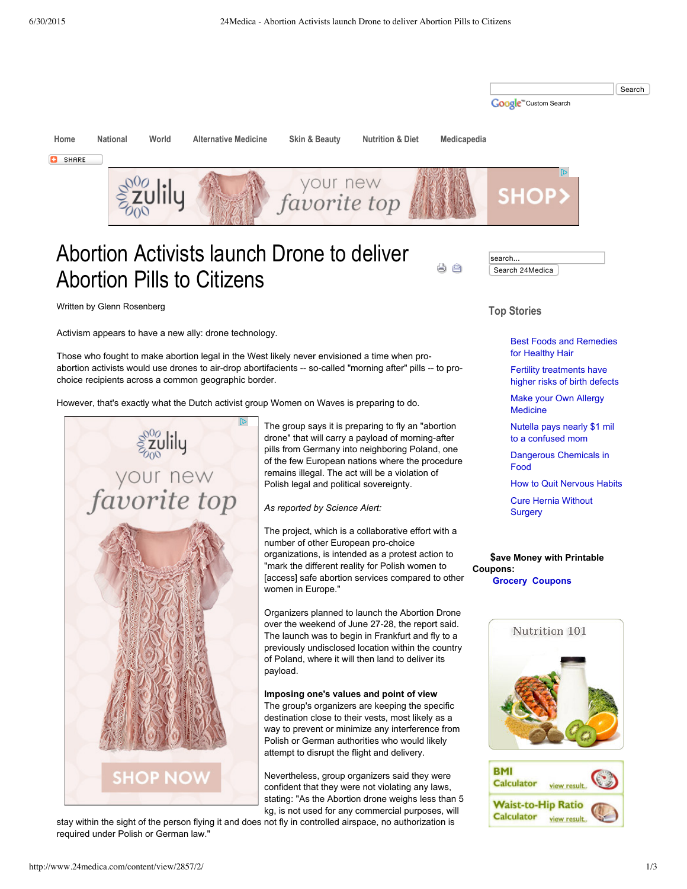# Abortion Activists launch Drone to deliver Abortion Pills to Citizens

Written by Glenn Rosenberg

Activism appears to have a new ally: drone technology.

Those who fought to make abortion legal in the West likely never envisioned a time when pro-abortion activists would use drones to air-drop abortifacients -- so-called "morning after" pills -- to pro-choice recipients across a common geographic border.

However, that's exactly what the Dutch activist group Women on Waves is preparing to do.

The group says it is preparing to fly an "abortion drone" that will carry a payload of morning-after pills from Germany into neighboring Poland, one of the few European nations where the procedure remains illegal. The act will be a violation of Polish legal and political sovereignty.

*As reported by Science Alert:*

The project, which is a collaborative effort with a number of other European pro-choice organizations, is intended as a protest action to "mark the different reality for Polish women to [access] safe abortion services compared to other women in Europe."

Organizers planned to launch the Abortion Drone over the weekend of June 27-28, the report said. The launch was to begin in Frankfurt and fly to a previously undisclosed location within the country of Poland, where it will then land to deliver its payload.

**Imposing one's values and point of view**

The group's organizers are keeping the specific destination close to their vests, most likely as a way to prevent or minimize any interference from Polish or German authorities who would likely attempt to disrupt the flight and delivery.

Nevertheless, group organizers said they were confident that they were not violating any laws, stating: "As the Abortion drone weighs less than 5 kg, is not used for any commercial purposes, will stay within the sight of the person flying it and does not fly in controlled airspace, no authorization is required under Polish or German law."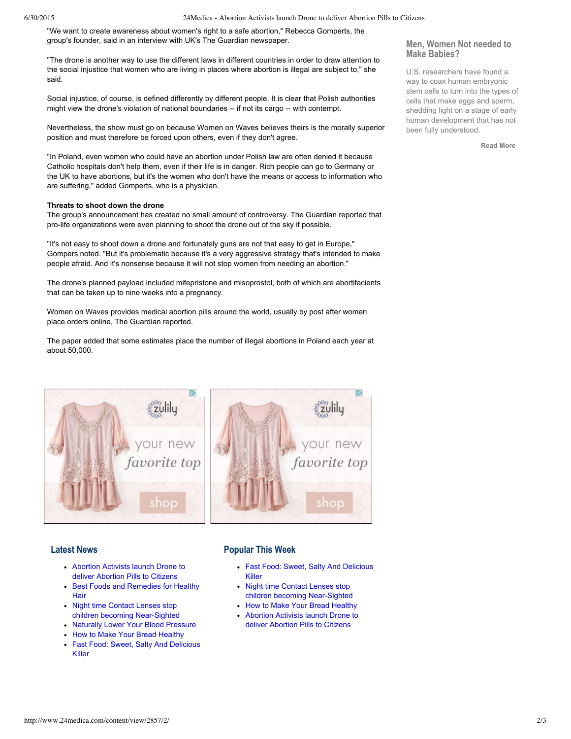"We want to create awareness about women's right to a safe abortion," Rebecca Gomperts, the group's founder, said in an interview with UK's The Guardian newspaper.

"The drone is another way to use the different laws in different countries in order to draw attention to the social injustice that women who are living in places where abortion is illegal are subject to," she said.

Social injustice, of course, is defined differently by different people. It is clear that Polish authorities might view the drone's violation of national boundaries -- if not its cargo -- with contempt.

Nevertheless, the show must go on because Women on Waves believes theirs is the morally superior position and must therefore be forced upon others, even if they don't agree.

"In Poland, even women who could have an abortion under Polish law are often denied it because Catholic hospitals don't help them, even if their life is in danger. Rich people can go to Germany or the UK to have abortions, but it's the women who don't have the means or access to information who are suffering," added Gomperts, who is a physician.

**Threats to shoot down the drone**

The group's announcement has created no small amount of controversy. The Guardian reported that pro-life organizations were even planning to shoot the drone out of the sky if possible.

"It's not easy to shoot down a drone and fortunately guns are not that easy to get in Europe," Gompers noted. "But it's problematic because it's a very aggressive strategy that's intended to make people afraid. And it's nonsense because it will not stop women from needing an abortion."

The drone's planned payload included mifepristone and misoprostol, both of which are abortifacients that can be taken up to nine weeks into a pregnancy.

Women on Waves provides medical abortion pills around the world, usually by post after women place orders online, The Guardian reported.

The paper added that some estimates place the number of illegal abortions in Poland each year at about 50,000.

## Men, Women Not needed to Make Babies?

U.S. researchers have found a way to coax human embryonic stem cells to turn into the types of cells that make eggs and sperm, shedding light on a stage of early human development that has not been fully understood.

Read More

## Latest News

- Abortion Activists launch Drone to deliver Abortion Pills to Citizens
- Best Foods and Remedies for Healthy Hair
- Night time Contact Lenses stop children becoming Near-Sighted
- Naturally Lower Your Blood Pressure
- How to Make Your Bread Healthy
- Fast Food: Sweet, Salty And Delicious Killer

## Popular This Week

- Fast Food: Sweet, Salty And Delicious Killer
- Night time Contact Lenses stop children becoming Near-Sighted
- How to Make Your Bread Healthy
- Abortion Activists launch Drone to deliver Abortion Pills to Citizens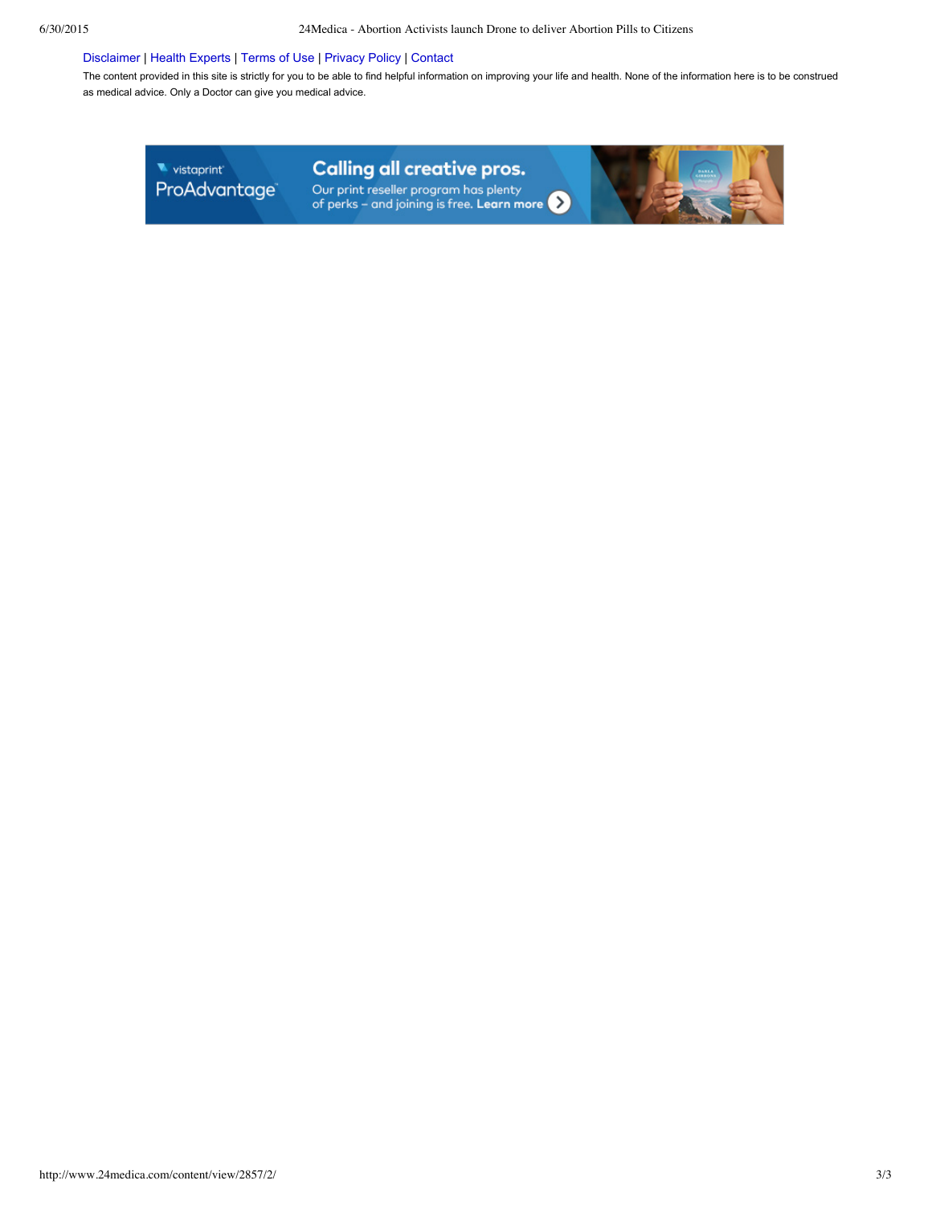Disclaimer | Health Experts | Terms of Use | Privacy Policy | Contact

The content provided in this site is strictly for you to be able to find helpful information on improving your life and health. None of the information here is to be construed as medical advice. Only a Doctor can give you medical advice.

vistaprint ProAdvantage

Calling all creative pros.

Our print reseller program has plenty of perks – and joining is free. Learn more